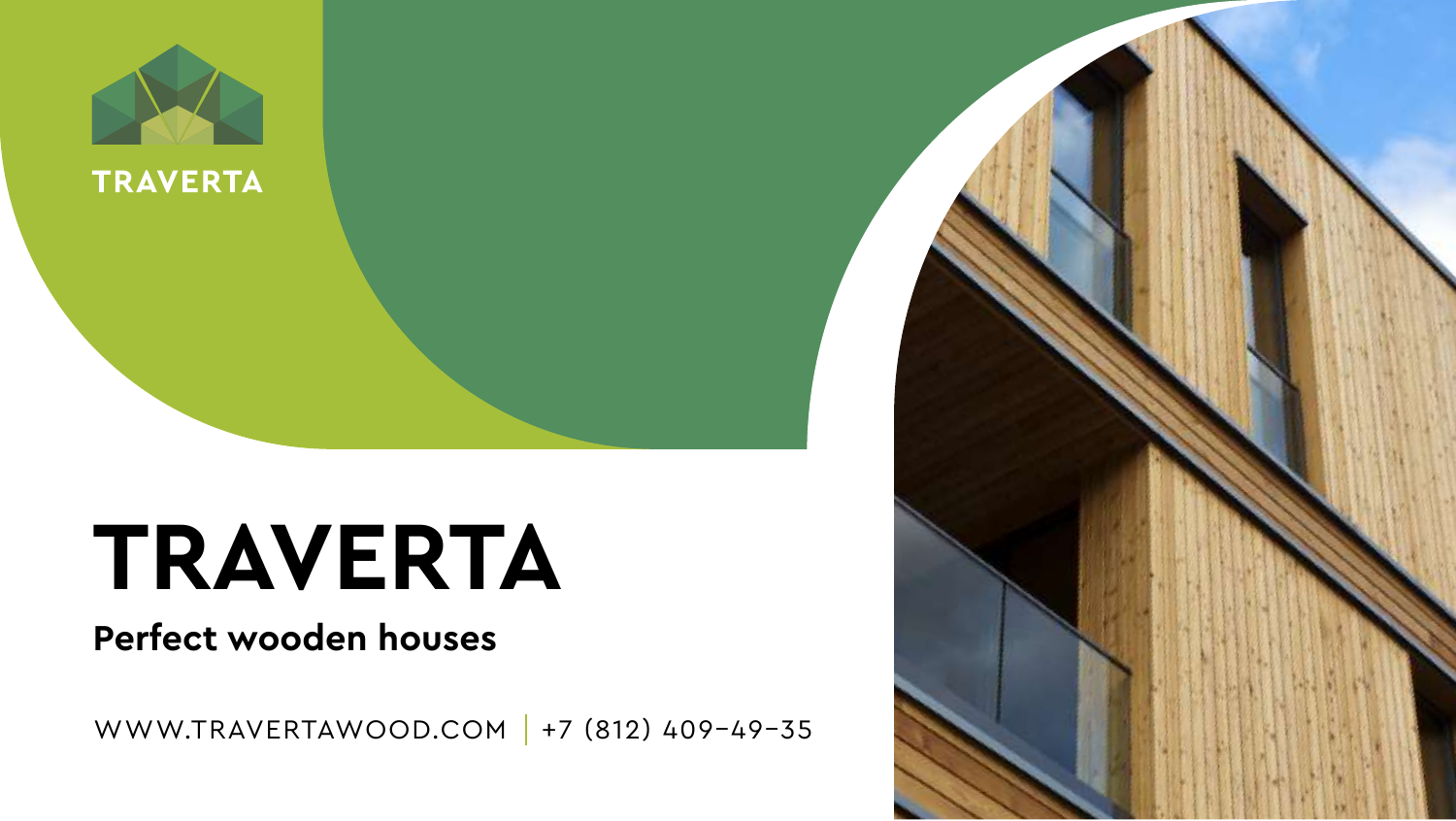TRAVERTA

# TRAVERTA

**Perfect wooden houses**

WWW.TRAVERTAWOOD.COM | +7 (812) 409-49-35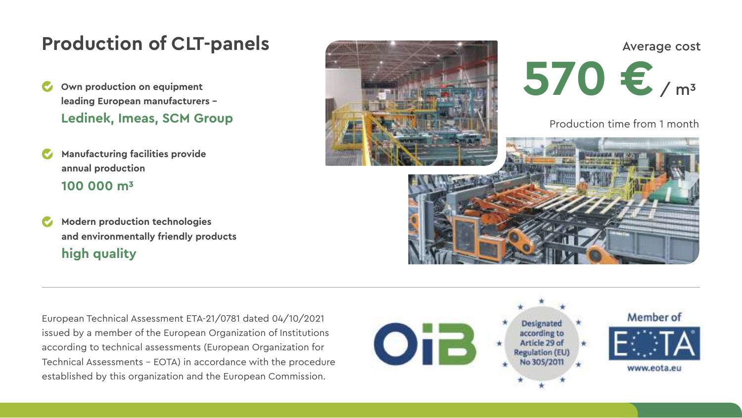# Production of CLT-panels

- **Own production on equipment leading European manufacturers – Ledinek, Imeas, SCM Group**
- **Manufacturing facilities provide annual production 100 000 $m^3$**
- **Modern production technologies and environmentally friendly products high quality**

Average cost

**570 € / $m^3$**

Production time from 1 month

European Technical Assessment ETA-21/0781 dated 04/10/2021 issued by a member of the European Organization of Institutions according to technical assessments (European Organization for Technical Assessments – EOTA) in accordance with the procedure established by this organization and the European Commission.

OIB

Designated according to Article 29 of Regulation (EU) No 305/2011

Member of EOTA

www.eota.eu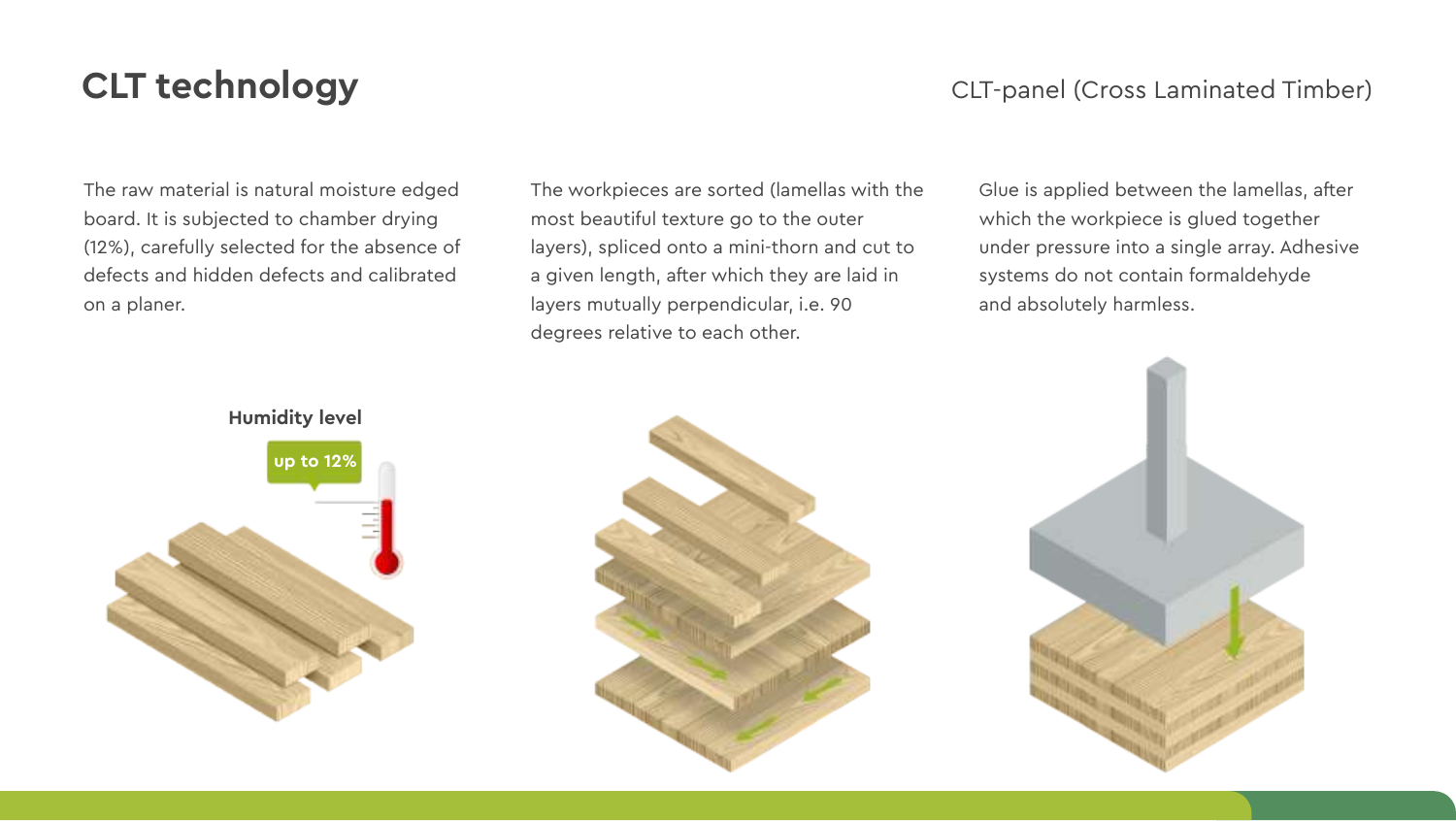# CLT technology

CLT-panel (Cross Laminated Timber)

The raw material is natural moisture edged board. It is subjected to chamber drying (12%), carefully selected for the absence of defects and hidden defects and calibrated on a planer.

The workpieces are sorted (lamellas with the most beautiful texture go to the outer layers), spliced onto a mini-thorn and cut to a given length, after which they are laid in layers mutually perpendicular, i.e. 90 degrees relative to each other.

Glue is applied between the lamellas, after which the workpiece is glued together under pressure into a single array. Adhesive systems do not contain formaldehyde and absolutely harmless.

**Humidity level**

up to 12%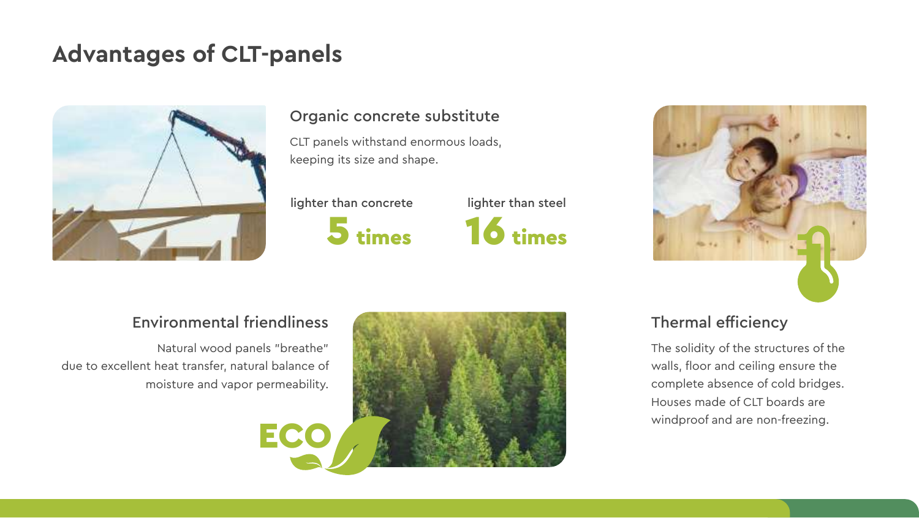# Advantages of CLT-panels

## Organic concrete substitute

CLT panels withstand enormous loads, keeping its size and shape.

lighter than concrete
**5 times**

lighter than steel
**16 times**

## Environmental friendliness

Natural wood panels "breathe" due to excellent heat transfer, natural balance of moisture and vapor permeability.

ECO

## Thermal efficiency

The solidity of the structures of the walls, floor and ceiling ensure the complete absence of cold bridges. Houses made of CLT boards are windproof and are non-freezing.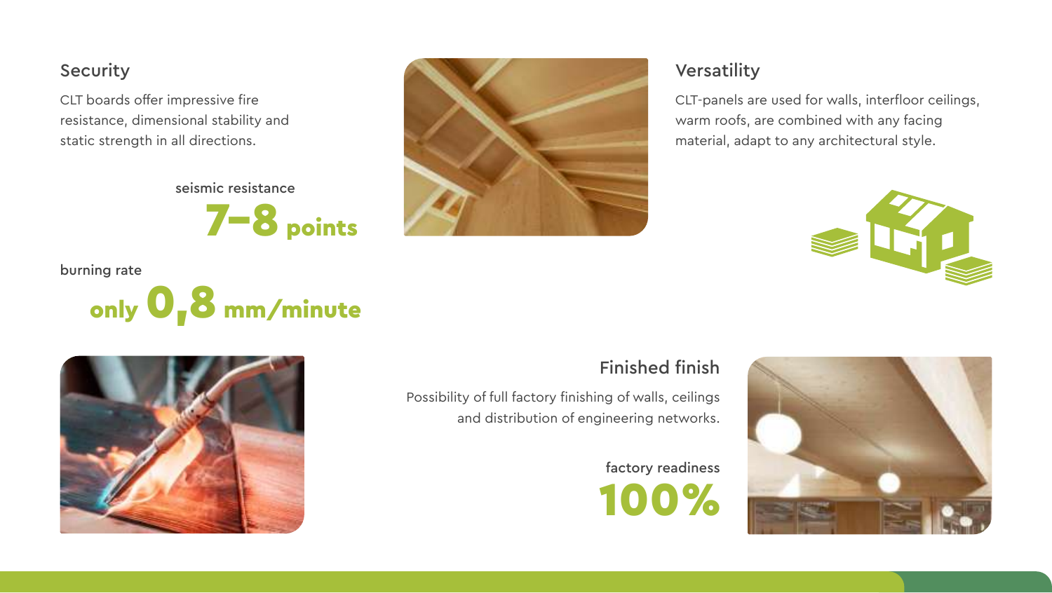## Security

CLT boards offer impressive fire resistance, dimensional stability and static strength in all directions.

seismic resistance
**7–8 points**

burning rate
**only 0,8 mm/minute**

## Versatility

CLT-panels are used for walls, interfloor ceilings, warm roofs, are combined with any facing material, adapt to any architectural style.

## Finished finish

Possibility of full factory finishing of walls, ceilings and distribution of engineering networks.

factory readiness
**100%**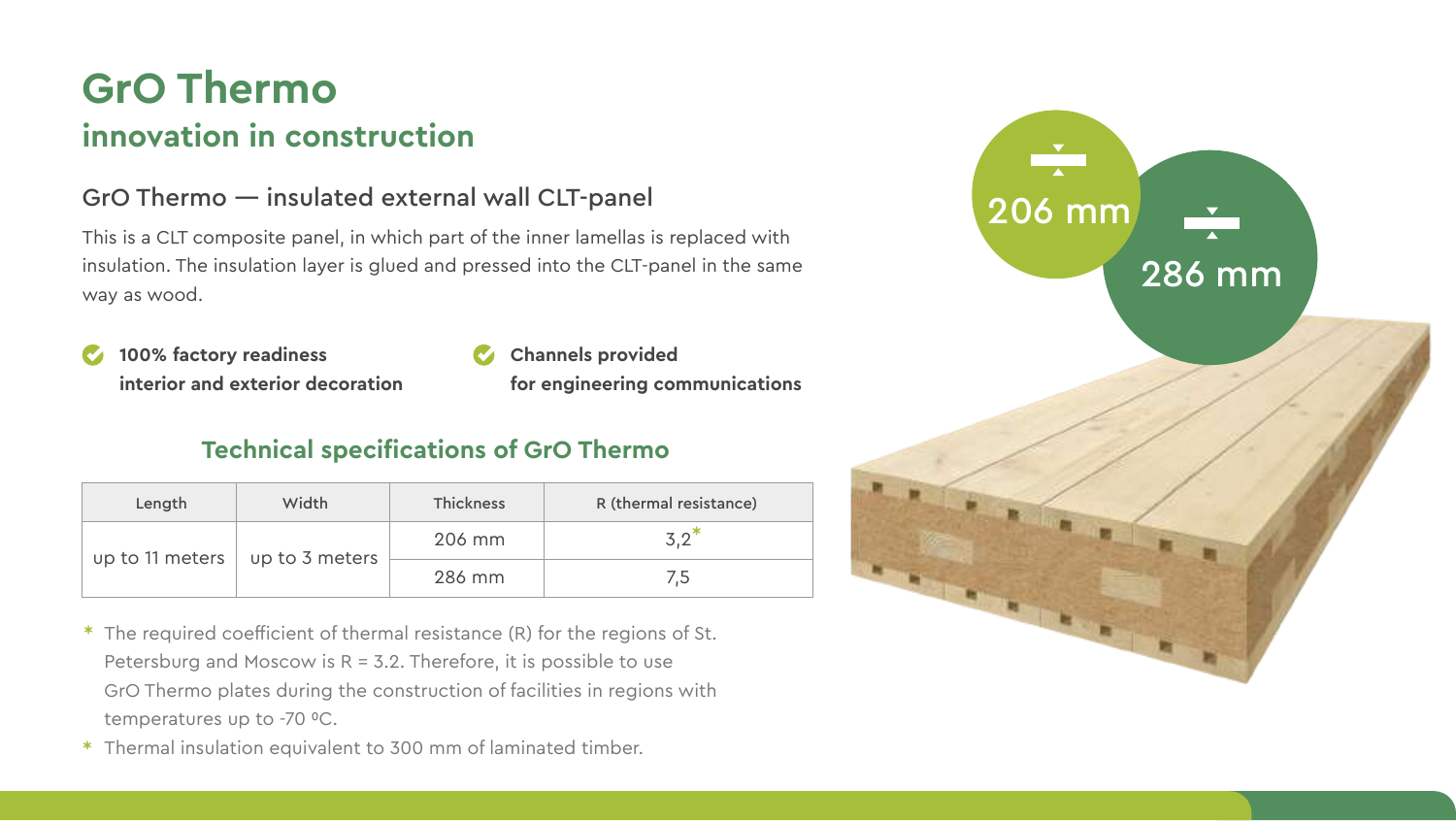# GrO Thermo

## innovation in construction

### GrO Thermo — insulated external wall CLT-panel

This is a CLT composite panel, in which part of the inner lamellas is replaced with insulation. The insulation layer is glued and pressed into the CLT-panel in the same way as wood.

- **100% factory readiness interior and exterior decoration**
- **Channels provided for engineering communications**

### Technical specifications of GrO Thermo

| Length | Width | Thickness | R (thermal resistance) |
|---|---|---|---|
| up to 11 meters | up to 3 meters | 206 mm | 3,2* |
| | | 286 mm | 7,5 |

\* The required coefficient of thermal resistance (R) for the regions of St. Petersburg and Moscow is R = 3.2. Therefore, it is possible to use GrO Thermo plates during the construction of facilities in regions with temperatures up to -70 ºC.

\* Thermal insulation equivalent to 300 mm of laminated timber.

206 mm

286 mm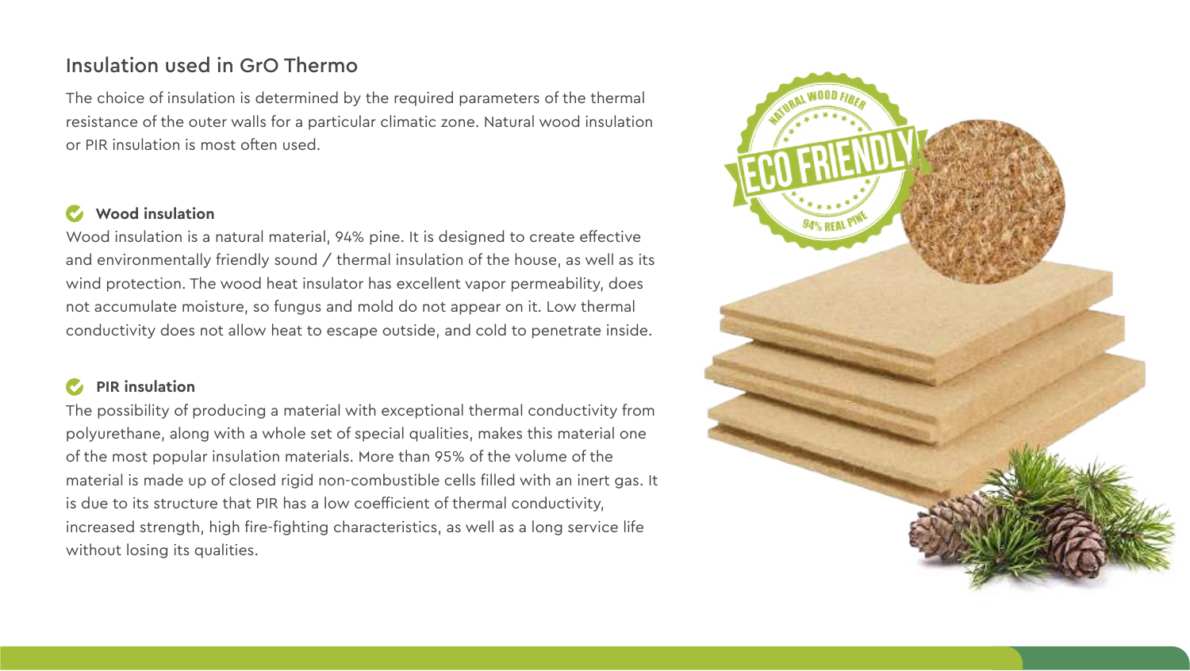## Insulation used in GrO Thermo

The choice of insulation is determined by the required parameters of the thermal resistance of the outer walls for a particular climatic zone. Natural wood insulation or PIR insulation is most often used.

### Wood insulation

Wood insulation is a natural material, 94% pine. It is designed to create effective and environmentally friendly sound / thermal insulation of the house, as well as its wind protection. The wood heat insulator has excellent vapor permeability, does not accumulate moisture, so fungus and mold do not appear on it. Low thermal conductivity does not allow heat to escape outside, and cold to penetrate inside.

### PIR insulation

The possibility of producing a material with exceptional thermal conductivity from polyurethane, along with a whole set of special qualities, makes this material one of the most popular insulation materials. More than 95% of the volume of the material is made up of closed rigid non-combustible cells filled with an inert gas. It is due to its structure that PIR has a low coefficient of thermal conductivity, increased strength, high fire-fighting characteristics, as well as a long service life without losing its qualities.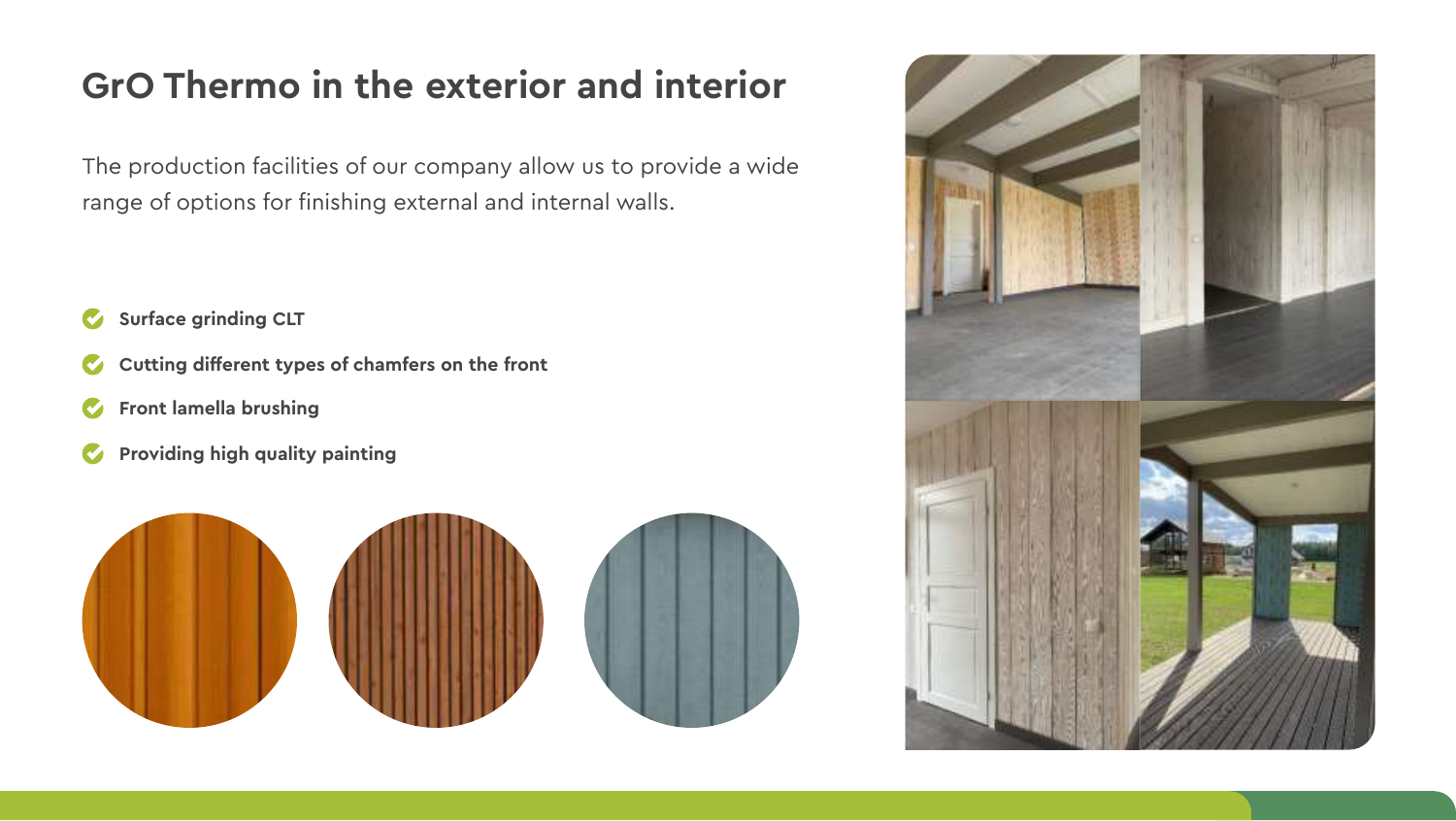# GrO Thermo in the exterior and interior

The production facilities of our company allow us to provide a wide range of options for finishing external and internal walls.

- **Surface grinding CLT**
- **Cutting different types of chamfers on the front**
- **Front lamella brushing**
- **Providing high quality painting**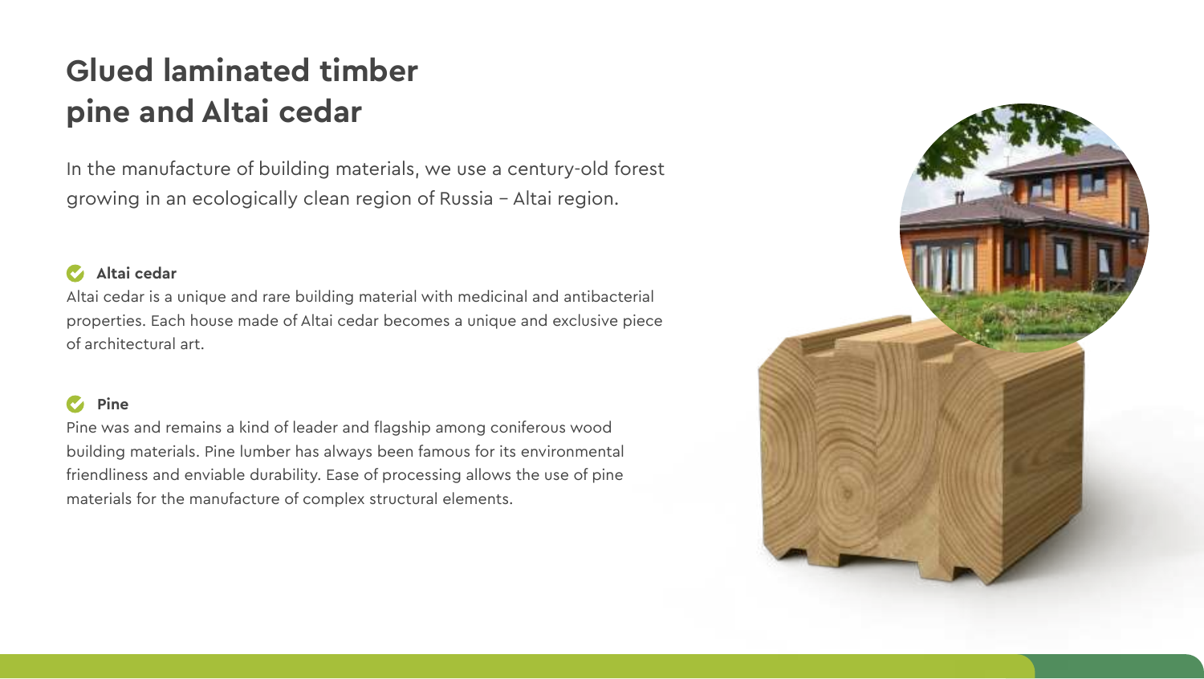# Glued laminated timber pine and Altai cedar

In the manufacture of building materials, we use a century-old forest growing in an ecologically clean region of Russia – Altai region.

### Altai cedar

Altai cedar is a unique and rare building material with medicinal and antibacterial properties. Each house made of Altai cedar becomes a unique and exclusive piece of architectural art.

### Pine

Pine was and remains a kind of leader and flagship among coniferous wood building materials. Pine lumber has always been famous for its environmental friendliness and enviable durability. Ease of processing allows the use of pine materials for the manufacture of complex structural elements.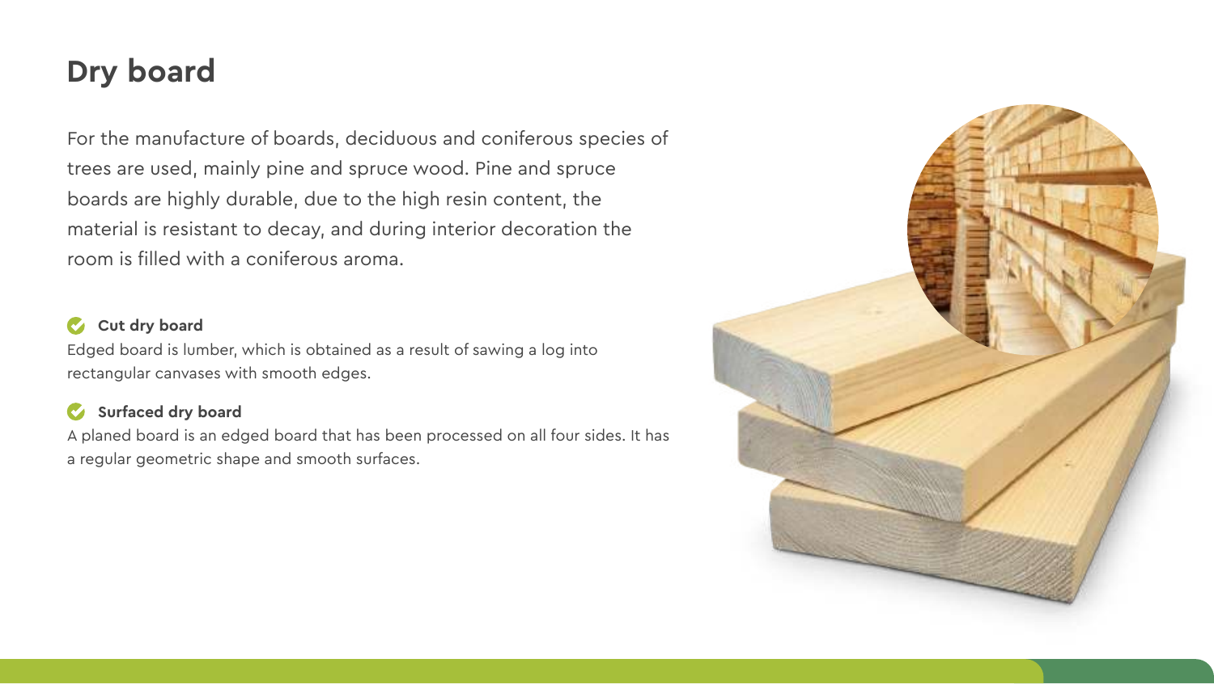# Dry board

For the manufacture of boards, deciduous and coniferous species of trees are used, mainly pine and spruce wood. Pine and spruce boards are highly durable, due to the high resin content, the material is resistant to decay, and during interior decoration the room is filled with a coniferous aroma.

- **Cut dry board**

Edged board is lumber, which is obtained as a result of sawing a log into rectangular canvases with smooth edges.

- **Surfaced dry board**

A planed board is an edged board that has been processed on all four sides. It has a regular geometric shape and smooth surfaces.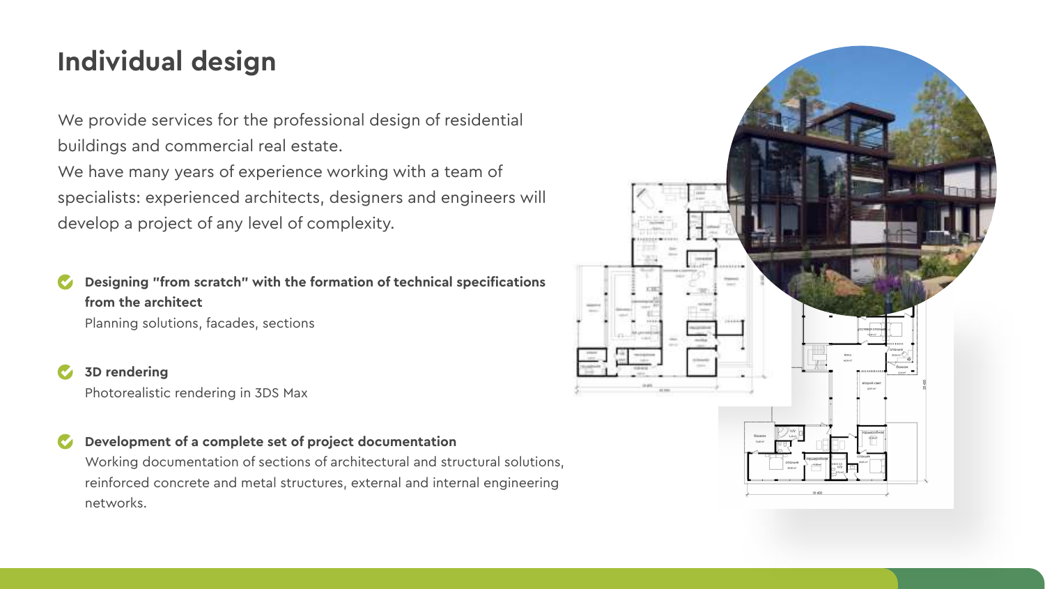# Individual design

We provide services for the professional design of residential buildings and commercial real estate.
We have many years of experience working with a team of specialists: experienced architects, designers and engineers will develop a project of any level of complexity.

- **Designing "from scratch" with the formation of technical specifications from the architect**
  Planning solutions, facades, sections

- **3D rendering**
  Photorealistic rendering in 3DS Max

- **Development of a complete set of project documentation**
  Working documentation of sections of architectural and structural solutions, reinforced concrete and metal structures, external and internal engineering networks.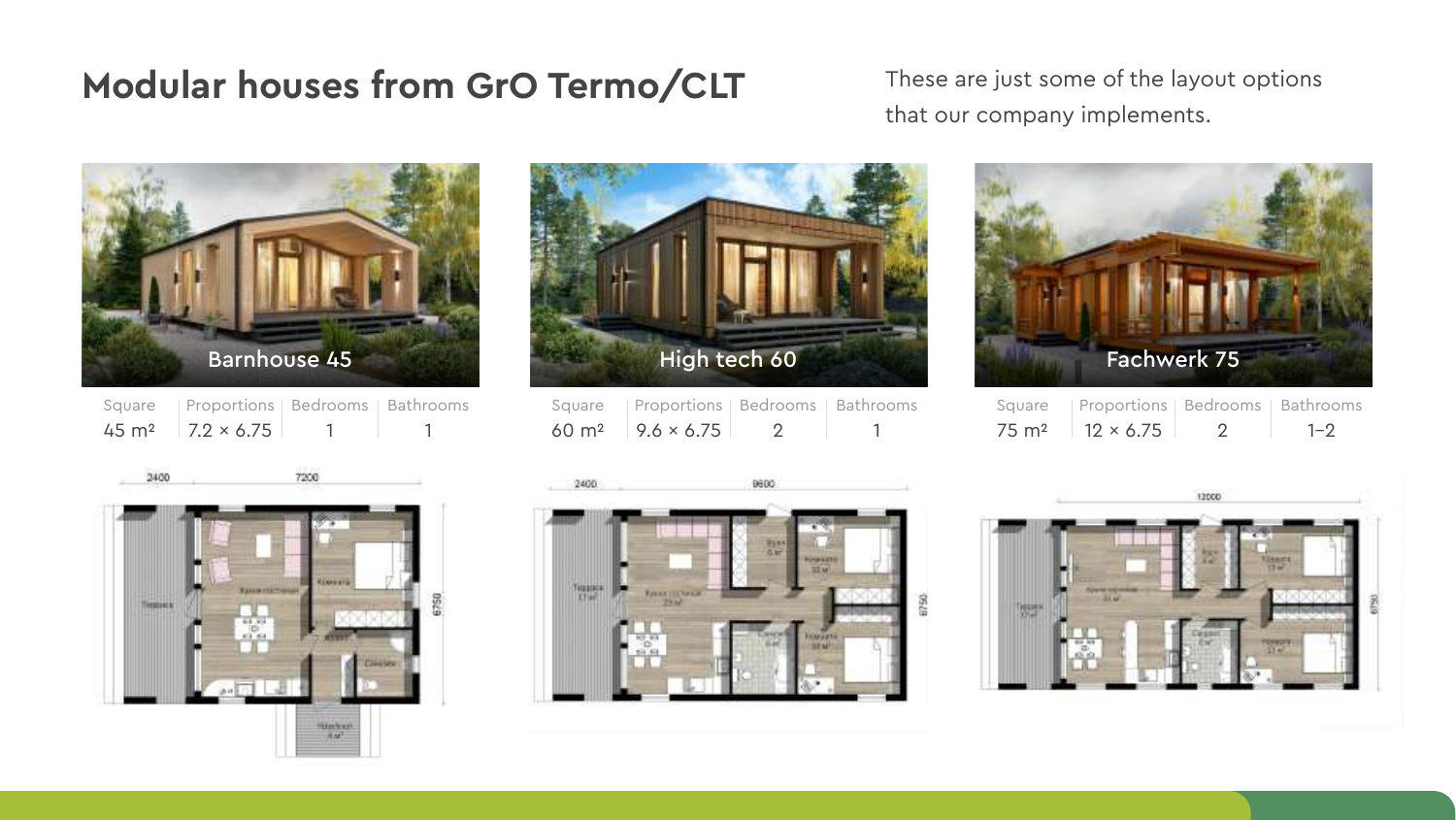## Modular houses from GrO Termo/CLT

These are just some of the layout options that our company implements.

### Barnhouse 45

| Square | Proportions | Bedrooms | Bathrooms |
|---|---|---|---|
| 45 m² | 7.2 × 6.75 | 1 | 1 |

### High tech 60

| Square | Proportions | Bedrooms | Bathrooms |
|---|---|---|---|
| 60 m² | 9.6 × 6.75 | 2 | 1 |

### Fachwerk 75

| Square | Proportions | Bedrooms | Bathrooms |
|---|---|---|---|
| 75 m² | 12 × 6.75 | 2 | 1–2 |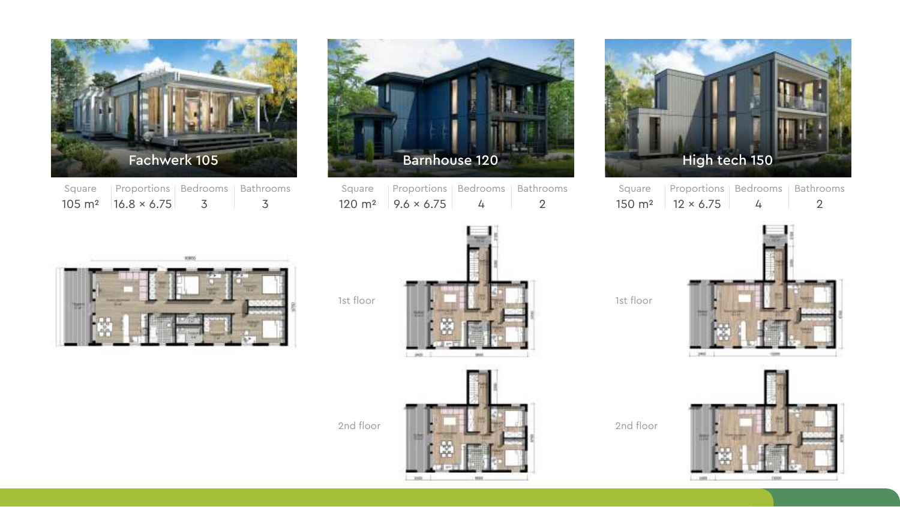## Fachwerk 105

| Square | Proportions | Bedrooms | Bathrooms |
| --- | --- | --- | --- |
| 105 m² | 16.8 × 6.75 | 3 | 3 |

## Barnhouse 120

| Square | Proportions | Bedrooms | Bathrooms |
| --- | --- | --- | --- |
| 120 m² | 9.6 × 6.75 | 4 | 2 |

1st floor

2nd floor

## High tech 150

| Square | Proportions | Bedrooms | Bathrooms |
| --- | --- | --- | --- |
| 150 m² | 12 × 6.75 | 4 | 2 |

1st floor

2nd floor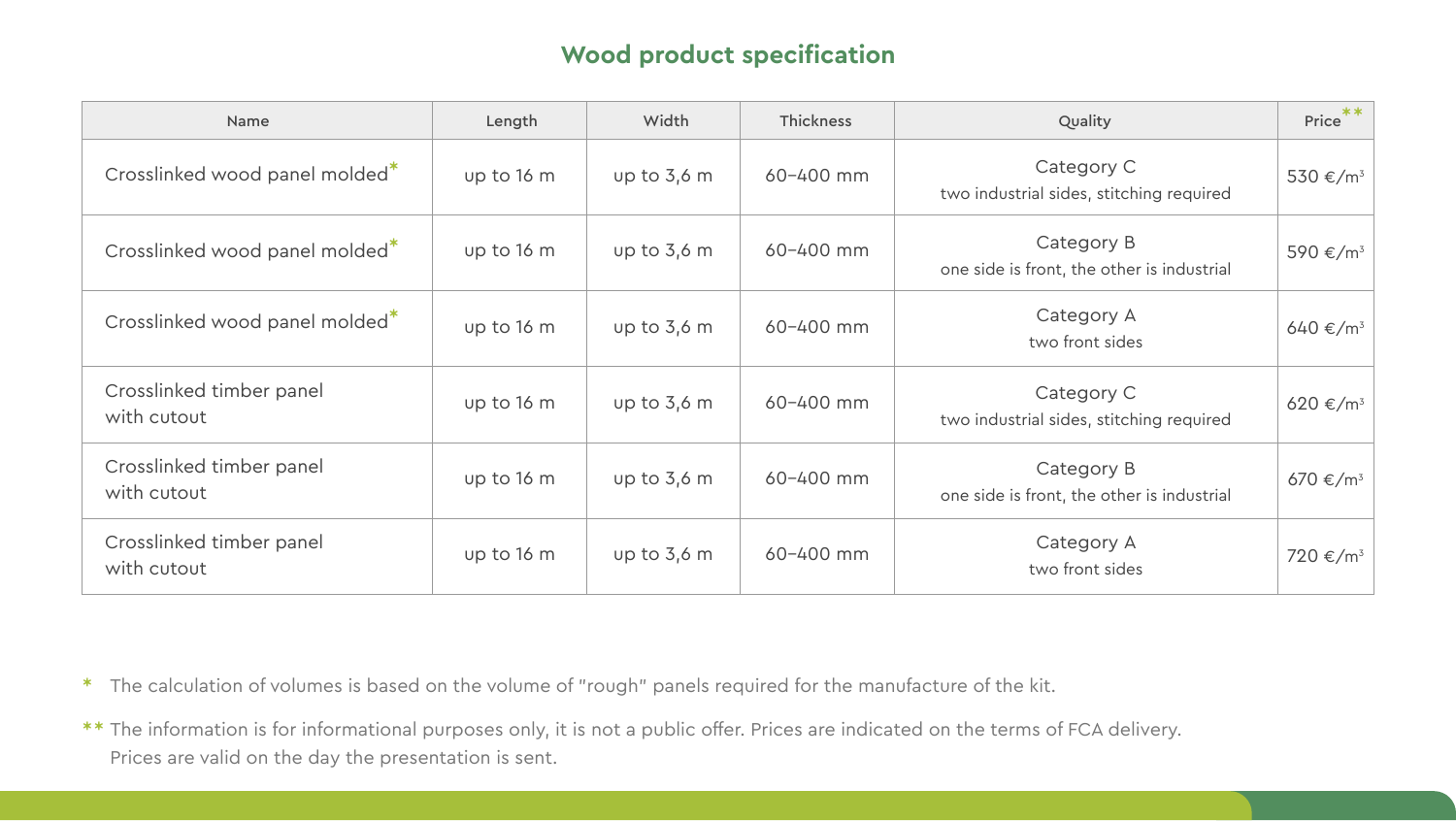## Wood product specification

| Name | Length | Width | Thickness | Quality | Price** |
|---|---|---|---|---|---|
| Crosslinked wood panel molded* | up to 16 m | up to 3,6 m | 60–400 mm | Category C<br>two industrial sides, stitching required | 530 €/$m^3$ |
| Crosslinked wood panel molded* | up to 16 m | up to 3,6 m | 60–400 mm | Category B<br>one side is front, the other is industrial | 590 €/$m^3$ |
| Crosslinked wood panel molded* | up to 16 m | up to 3,6 m | 60–400 mm | Category A<br>two front sides | 640 €/$m^3$ |
| Crosslinked timber panel with cutout | up to 16 m | up to 3,6 m | 60–400 mm | Category C<br>two industrial sides, stitching required | 620 €/$m^3$ |
| Crosslinked timber panel with cutout | up to 16 m | up to 3,6 m | 60–400 mm | Category B<br>one side is front, the other is industrial | 670 €/$m^3$ |
| Crosslinked timber panel with cutout | up to 16 m | up to 3,6 m | 60–400 mm | Category A<br>two front sides | 720 €/$m^3$ |

\* The calculation of volumes is based on the volume of "rough" panels required for the manufacture of the kit.

** The information is for informational purposes only, it is not a public offer. Prices are indicated on the terms of FCA delivery. Prices are valid on the day the presentation is sent.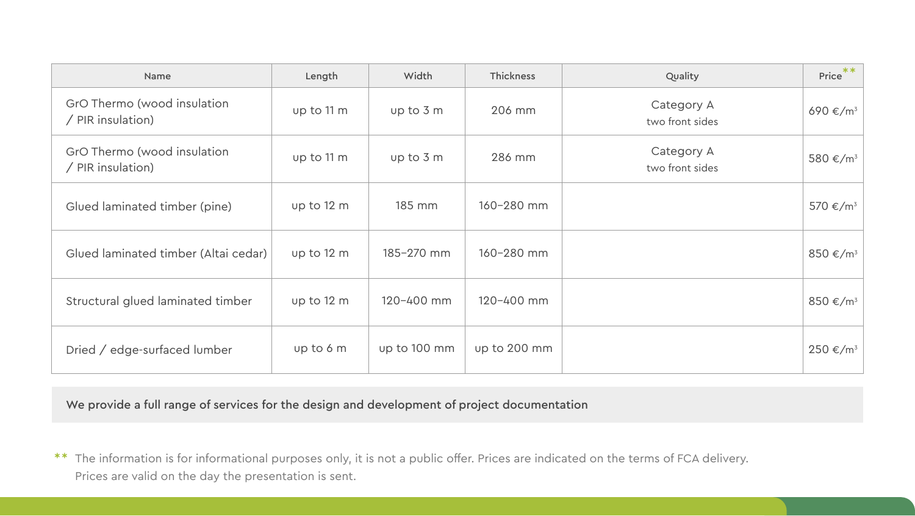| Name | Length | Width | Thickness | Quality | Price ** |
|---|---|---|---|---|---|
| GrO Thermo (wood insulation / PIR insulation) | up to 11 m | up to 3 m | 206 mm | Category A two front sides | 690 €/m³ |
| GrO Thermo (wood insulation / PIR insulation) | up to 11 m | up to 3 m | 286 mm | Category A two front sides | 580 €/m³ |
| Glued laminated timber (pine) | up to 12 m | 185 mm | 160–280 mm | | 570 €/m³ |
| Glued laminated timber (Altai cedar) | up to 12 m | 185–270 mm | 160–280 mm | | 850 €/m³ |
| Structural glued laminated timber | up to 12 m | 120–400 mm | 120–400 mm | | 850 €/m³ |
| Dried / edge-surfaced lumber | up to 6 m | up to 100 mm | up to 200 mm | | 250 €/m³ |

**We provide a full range of services for the design and development of project documentation**

** The information is for informational purposes only, it is not a public offer. Prices are indicated on the terms of FCA delivery. Prices are valid on the day the presentation is sent.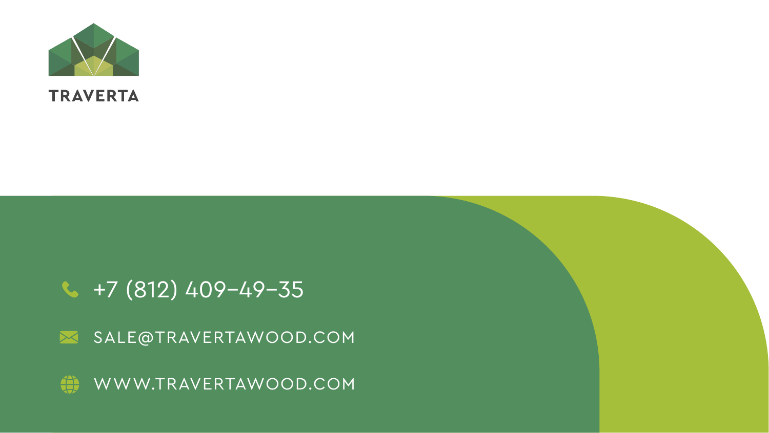TRAVERTA

+7 (812) 409-49-35

SALE@TRAVERTAWOOD.COM

WWW.TRAVERTAWOOD.COM